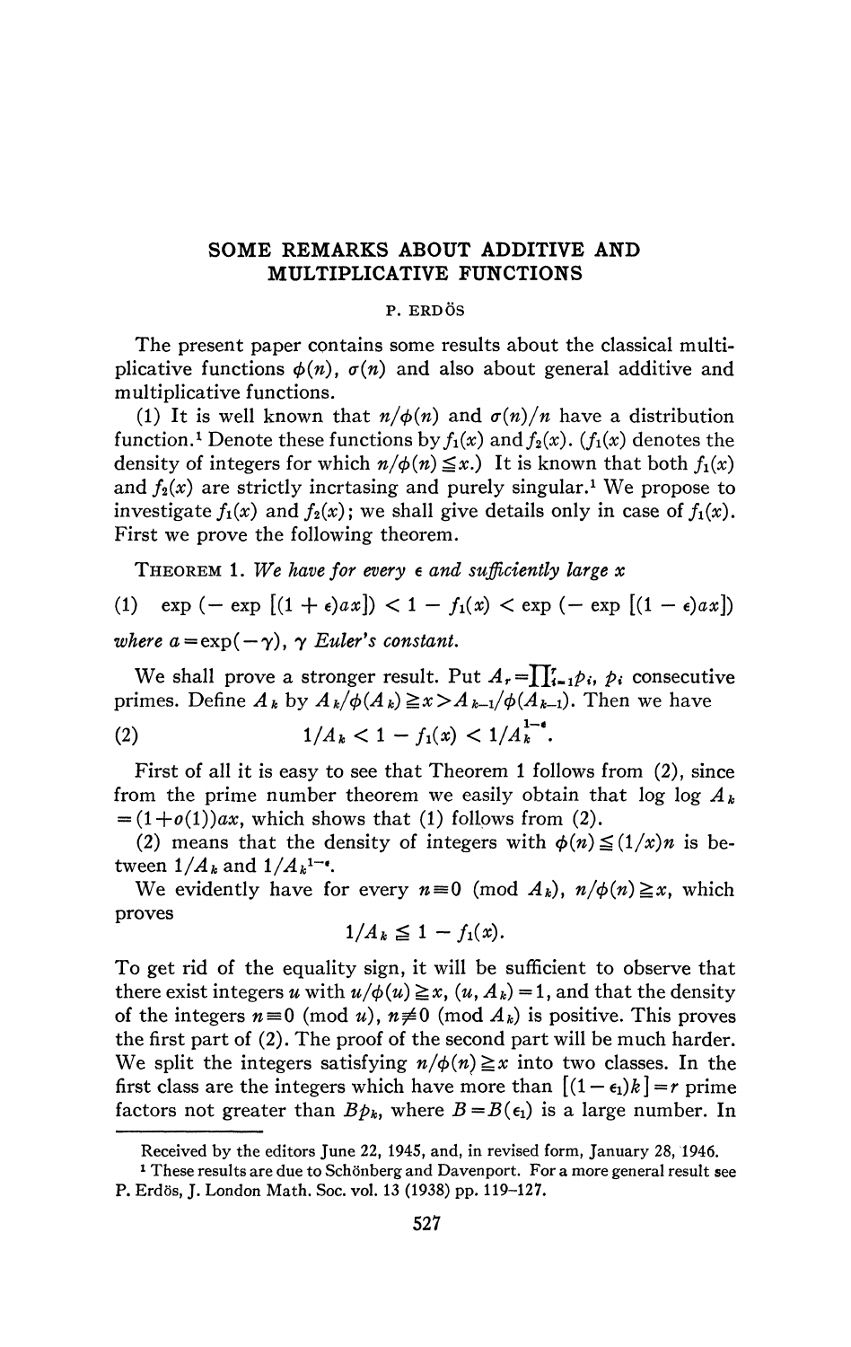# SOME REMARKS ABOUT ADDITIVE AND MULTIPLICATIVE FUNCTIONS

P. ERDÖS

The present paper contains some results about the classical multiplicative functions $\phi(n)$, $\sigma(n)$ and also about general additive and multiplicative functions.

(1) It is well known that $n/\phi(n)$ and $\sigma(n)/n$ have a distribution function.[1] Denote these functions by $f_1(x)$ and $f_2(x)$. ($f_1(x)$ denotes the density of integers for which $n/\phi(n) \leqq x$.) It is known that both $f_1(x)$ and $f_2(x)$ are strictly incrtasing and purely singular.[1] We propose to investigate $f_1(x)$ and $f_2(x)$; we shall give details only in case of $f_1(x)$. First we prove the following theorem.

THEOREM 1. *We have for every* $\epsilon$ *and sufficiently large* $x$

$$\exp(-\exp[(1+\epsilon)ax]) < 1 - f_1(x) < \exp(-\exp[(1-\epsilon)ax]) \tag{1}$$

*where* $a = \exp(-\gamma)$, $\gamma$ *Euler's constant.*

We shall prove a stronger result. Put $A_r = \prod_{i=1}^{r} p_i$, $p_i$ consecutive primes. Define $A_k$ by $A_k/\phi(A_k) \geqq x > A_{k-1}/\phi(A_{k-1})$. Then we have

$$1/A_k < 1 - f_1(x) < 1/A_k^{1-\epsilon}. \tag{2}$$

First of all it is easy to see that Theorem 1 follows from (2), since from the prime number theorem we easily obtain that $\log \log A_k = (1+o(1))ax$, which shows that (1) follows from (2).

(2) means that the density of integers with $\phi(n) \leqq (1/x)n$ is between $1/A_k$ and $1/A_k^{1-\epsilon}$.

We evidently have for every $n \equiv 0 \pmod{A_k}$, $n/\phi(n) \geqq x$, which proves

$$1/A_k \leqq 1 - f_1(x).$$

To get rid of the equality sign, it will be sufficient to observe that there exist integers $u$ with $u/\phi(u) \geqq x$, $(u, A_k) = 1$, and that the density of the integers $n \equiv 0 \pmod{u}$, $n \not\equiv 0 \pmod{A_k}$ is positive. This proves the first part of (2). The proof of the second part will be much harder. We split the integers satisfying $n/\phi(n) \geqq x$ into two classes. In the first class are the integers which have more than $[(1-\epsilon_1)k] = r$ prime factors not greater than $Bp_k$, where $B = B(\epsilon_1)$ is a large number. In

---

Received by the editors June 22, 1945, and, in revised form, January 28, 1946.

[1] These results are due to Schönberg and Davenport. For a more general result see P. Erdös, J. London Math. Soc. vol. 13 (1938) pp. 119–127.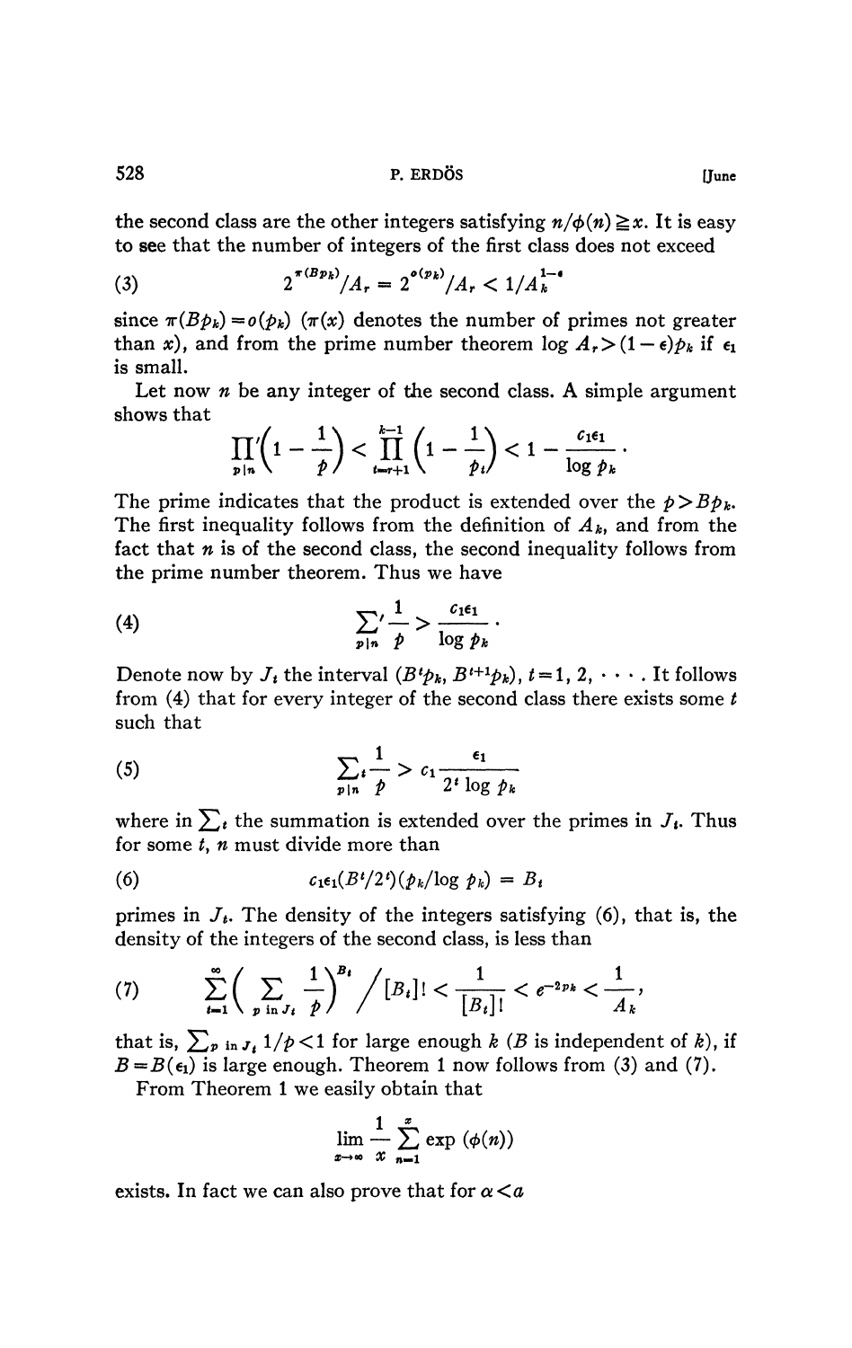the second class are the other integers satisfying $n/\phi(n) \geqq x$. It is easy to see that the number of integers of the first class does not exceed

$$2^{\pi(Bp_k)}/A_r = 2^{o(p_k)}/A_r < 1/A_k^{1-\epsilon} \tag{3}$$

since $\pi(Bp_k) = o(p_k)$ ($\pi(x)$ denotes the number of primes not greater than $x$), and from the prime number theorem $\log A_r > (1-\epsilon)p_k$ if $\epsilon_1$ is small.

Let now $n$ be any integer of the second class. A simple argument shows that

$$\prod_{p|n}{}'\left(1 - \frac{1}{p}\right) < \prod_{t=r+1}^{k-1}\left(1 - \frac{1}{p_t}\right) < 1 - \frac{c_1\epsilon_1}{\log p_k} \cdot$$

The prime indicates that the product is extended over the $p > Bp_k$. The first inequality follows from the definition of $A_k$, and from the fact that $n$ is of the second class, the second inequality follows from the prime number theorem. Thus we have

$$\sum_{p|n}{}' \frac{1}{p} > \frac{c_1\epsilon_1}{\log p_k} \cdot \tag{4}$$

Denote now by $J_t$ the interval $(B^t p_k, B^{t+1}p_k)$, $t = 1, 2, \cdots$. It follows from (4) that for every integer of the second class there exists some $t$ such that

$$\sum_{p|n}{}_t \frac{1}{p} > c_1 \frac{\epsilon_1}{2^t \log p_k} \tag{5}$$

where in $\sum_t$ the summation is extended over the primes in $J_t$. Thus for some $t$, $n$ must divide more than

$$c_1\epsilon_1(B^t/2^t)(p_k/\log p_k) = B_t \tag{6}$$

primes in $J_t$. The density of the integers satisfying (6), that is, the density of the integers of the second class, is less than

$$\sum_{t=1}^{\infty}\left(\sum_{p \text{ in } J_t} \frac{1}{p}\right)^{B_t} \Big/ [B_t]! < \frac{1}{[B_t]!} < e^{-2p_k} < \frac{1}{A_k}, \tag{7}$$

that is, $\sum_{p \text{ in } J_t} 1/p < 1$ for large enough $k$ ($B$ is independent of $k$), if $B = B(\epsilon_1)$ is large enough. Theorem 1 now follows from (3) and (7).

From Theorem 1 we easily obtain that

$$\lim_{x\to\infty} \frac{1}{x} \sum_{n=1}^{x} \exp(\phi(n))$$

exists. In fact we can also prove that for $\alpha < a$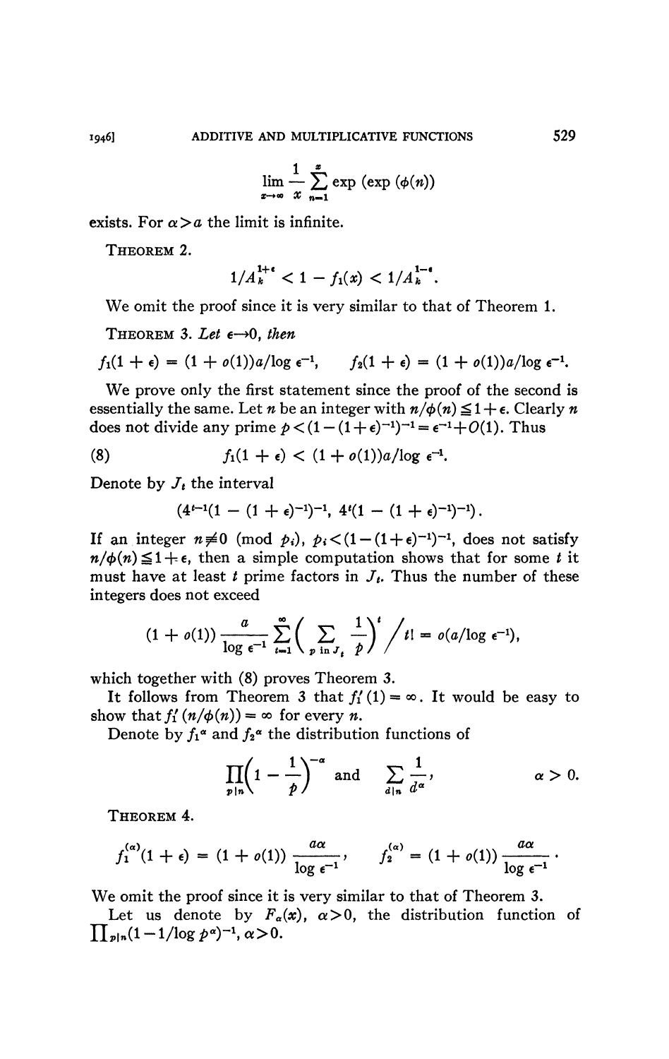$$\lim_{x\to\infty} \frac{1}{x} \sum_{n=1}^{x} \exp(\exp(\phi(n)))$$

exists. For $\alpha > a$ the limit is infinite.

THEOREM 2.

$$1/A_k^{1+\epsilon} < 1 - f_1(x) < 1/A_k^{1-\epsilon}.$$

We omit the proof since it is very similar to that of Theorem 1.

THEOREM 3. *Let* $\epsilon \to 0$, *then*

$$f_1(1+\epsilon) = (1+o(1))a/\log \epsilon^{-1}, \qquad f_2(1+\epsilon) = (1+o(1))a/\log \epsilon^{-1}.$$

We prove only the first statement since the proof of the second is essentially the same. Let $n$ be an integer with $n/\phi(n) \leqq 1+\epsilon$. Clearly $n$ does not divide any prime $p < (1-(1+\epsilon)^{-1})^{-1} = \epsilon^{-1} + O(1)$. Thus

$$f_1(1+\epsilon) < (1+o(1))a/\log \epsilon^{-1}. \tag{8}$$

Denote by $J_t$ the interval

$$(4^{t-1}(1-(1+\epsilon)^{-1})^{-1},\ 4^t(1-(1+\epsilon)^{-1})^{-1}).$$

If an integer $n \not\equiv 0 \pmod{p_i}$, $p_i < (1-(1+\epsilon)^{-1})^{-1}$, does not satisfy $n/\phi(n) \leqq 1+\epsilon$, then a simple computation shows that for some $t$ it must have at least $t$ prime factors in $J_t$. Thus the number of these integers does not exceed

$$(1+o(1)) \frac{a}{\log \epsilon^{-1}} \sum_{t=1}^{\infty} \left( \sum_{p \text{ in } J_t} \frac{1}{p} \right)^t \Big/ t! = o(a/\log \epsilon^{-1}),$$

which together with (8) proves Theorem 3.

It follows from Theorem 3 that $f_1'(1) = \infty$. It would be easy to show that $f_1'(n/\phi(n)) = \infty$ for every $n$.

Denote by $f_1^\alpha$ and $f_2^\alpha$ the distribution functions of

$$\prod_{p|n} \left(1 - \frac{1}{p}\right)^{-\alpha} \text{ and } \sum_{d|n} \frac{1}{d^\alpha}, \qquad \alpha > 0.$$

THEOREM 4.

$$f_1^{(\alpha)}(1+\epsilon) = (1+o(1)) \frac{a\alpha}{\log \epsilon^{-1}}, \qquad f_2^{(\alpha)} = (1+o(1)) \frac{a\alpha}{\log \epsilon^{-1}}.$$

We omit the proof since it is very similar to that of Theorem 3.

Let us denote by $F_\alpha(x)$, $\alpha > 0$, the distribution function of $\prod_{p|n}(1 - 1/\log p^\alpha)^{-1}$, $\alpha > 0$.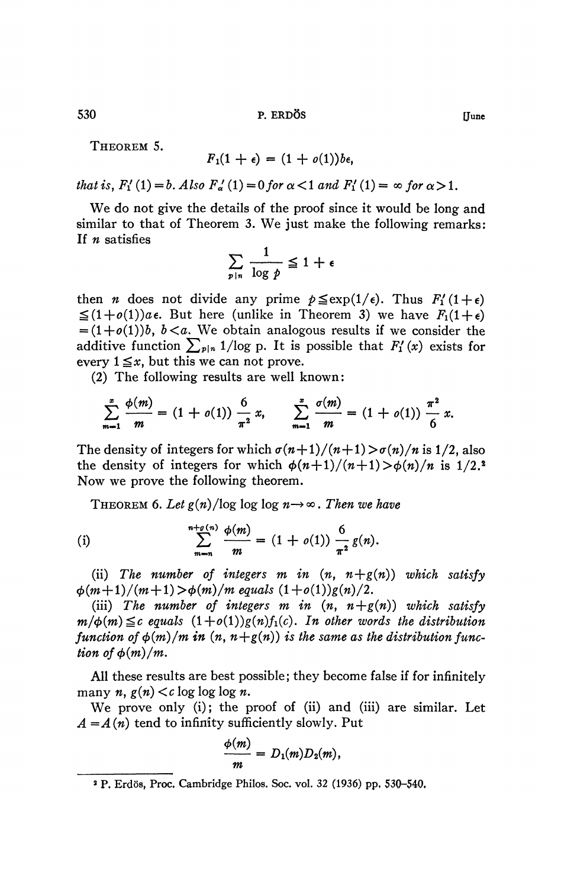THEOREM 5.

$$F_1(1+\epsilon) = (1+o(1))b\epsilon,$$

*that is, $F_1'(1) = b$. Also $F_\alpha'(1) = 0$ for $\alpha < 1$ and $F_1'(1) = \infty$ for $\alpha > 1$.*

We do not give the details of the proof since it would be long and similar to that of Theorem 3. We just make the following remarks: If $n$ satisfies

$$\sum_{p \mid n} \frac{1}{\log p} \leqq 1 + \epsilon$$

then $n$ does not divide any prime $p \leqq \exp(1/\epsilon)$. Thus $F_1'(1+\epsilon) \leqq (1+o(1))a\epsilon$. But here (unlike in Theorem 3) we have $F_1(1+\epsilon) = (1+o(1))b$, $b < a$. We obtain analogous results if we consider the additive function $\sum_{p \mid n} 1/\log p$. It is possible that $F_1'(x)$ exists for every $1 \leqq x$, but this we can not prove.

(2) The following results are well known:

$$\sum_{m=1}^{x} \frac{\phi(m)}{m} = (1+o(1))\frac{6}{\pi^2}x, \qquad \sum_{m=1}^{x} \frac{\sigma(m)}{m} = (1+o(1))\frac{\pi^2}{6}x.$$

The density of integers for which $\sigma(n+1)/(n+1) > \sigma(n)/n$ is 1/2, also the density of integers for which $\phi(n+1)/(n+1) > \phi(n)/n$ is 1/2.[2] Now we prove the following theorem.

THEOREM 6. *Let $g(n)/\log\log\log n \to \infty$. Then we have*

$$\text{(i)} \qquad \sum_{m=n}^{n+g(n)} \frac{\phi(m)}{m} = (1+o(1))\frac{6}{\pi^2}g(n).$$

(ii) *The number of integers $m$ in $(n, n+g(n))$ which satisfy $\phi(m+1)/(m+1) > \phi(m)/m$ equals $(1+o(1))g(n)/2$.*

(iii) *The number of integers $m$ in $(n, n+g(n))$ which satisfy $m/\phi(m) \leqq c$ equals $(1+o(1))g(n)f_1(c)$. In other words the distribution function of $\phi(m)/m$ in $(n, n+g(n))$ is the same as the distribution function of $\phi(m)/m$.*

All these results are best possible; they become false if for infinitely many $n$, $g(n) < c \log\log\log n$.

We prove only (i); the proof of (ii) and (iii) are similar. Let $A = A(n)$ tend to infinity sufficiently slowly. Put

$$\frac{\phi(m)}{m} = D_1(m)D_2(m),$$

---

[2] P. Erdös, Proc. Cambridge Philos. Soc. vol. 32 (1936) pp. 530–540.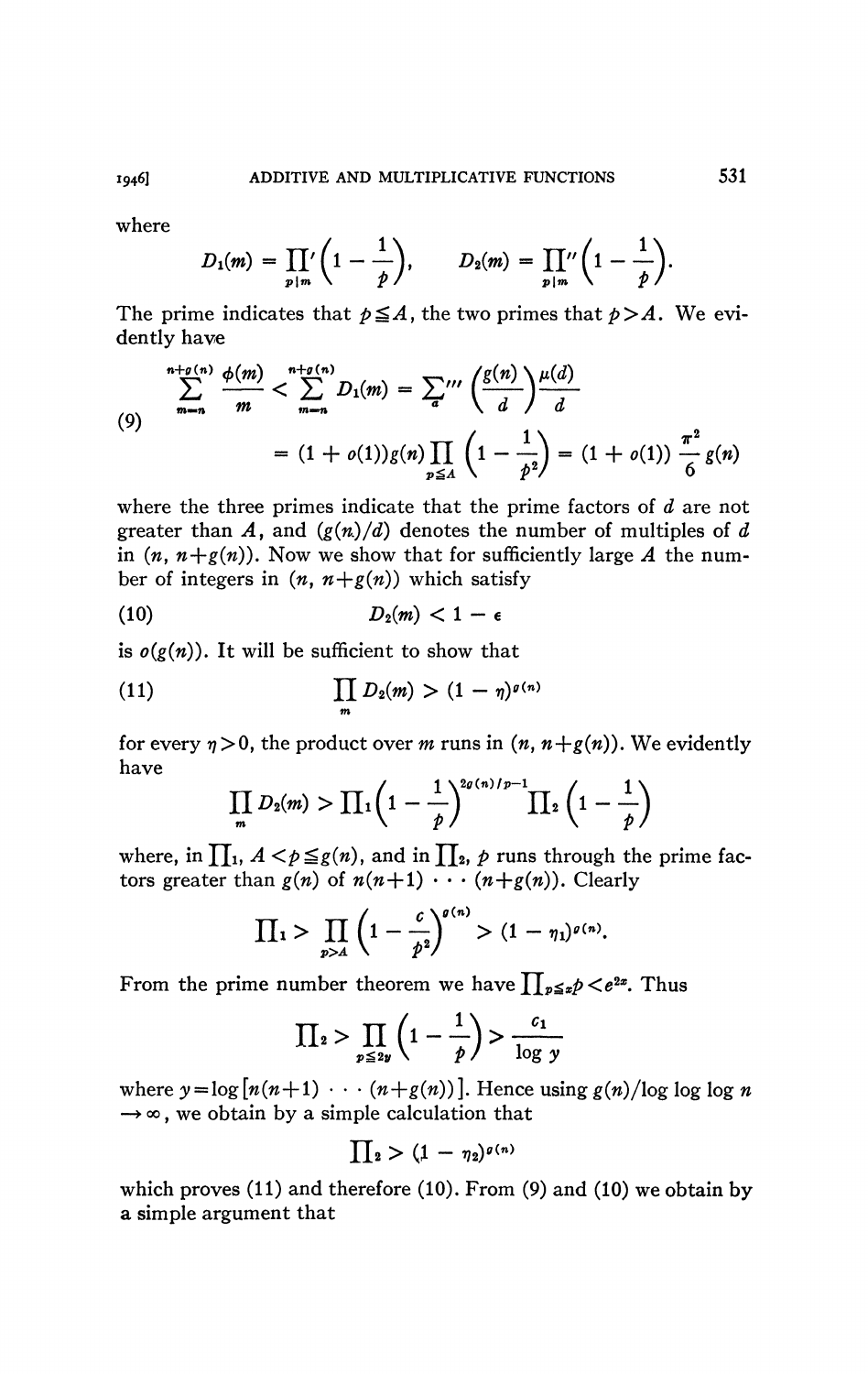where

$$D_1(m) = \prod_{p|m}{}' \left(1 - \frac{1}{p}\right), \qquad D_2(m) = \prod_{p|m}{}'' \left(1 - \frac{1}{p}\right).$$

The prime indicates that $p \leqq A$, the two primes that $p > A$. We evidently have

$$\sum_{m=n}^{n+g(n)} \frac{\phi(m)}{m} < \sum_{m=n}^{n+g(n)} D_1(m) = \sum_d{}''' \left(\frac{g(n)}{d}\right) \frac{\mu(d)}{d}$$

$$= (1 + o(1))g(n) \prod_{p \leqq A} \left(1 - \frac{1}{p^2}\right) = (1 + o(1)) \frac{\pi^2}{6} g(n) \tag{9}$$

where the three primes indicate that the prime factors of $d$ are not greater than $A$, and $(g(n)/d)$ denotes the number of multiples of $d$ in $(n, n+g(n))$. Now we show that for sufficiently large $A$ the number of integers in $(n, n+g(n))$ which satisfy

$$D_2(m) < 1 - \epsilon \tag{10}$$

is $o(g(n))$. It will be sufficient to show that

$$\prod_m D_2(m) > (1 - \eta)^{g(n)} \tag{11}$$

for every $\eta > 0$, the product over $m$ runs in $(n, n+g(n))$. We evidently have

$$\prod_m D_2(m) > \prod{}_1 \left(1 - \frac{1}{p}\right)^{2g(n)/p - 1} \prod{}_2 \left(1 - \frac{1}{p}\right)$$

where, in $\prod_1$, $A < p \leqq g(n)$, and in $\prod_2$, $p$ runs through the prime factors greater than $g(n)$ of $n(n+1) \cdots (n+g(n))$. Clearly

$$\prod{}_1 > \prod_{p > A} \left(1 - \frac{c}{p^2}\right)^{g(n)} > (1 - \eta_1)^{g(n)}.$$

From the prime number theorem we have $\prod_{p \leqq x} p < e^{2x}$. Thus

$$\prod{}_2 > \prod_{p \leqq 2y} \left(1 - \frac{1}{p}\right) > \frac{c_1}{\log y}$$

where $y = \log [n(n+1) \cdots (n+g(n))]$. Hence using $g(n)/\log \log \log n \to \infty$, we obtain by a simple calculation that

$$\prod{}_2 > (1 - \eta_2)^{g(n)}$$

which proves (11) and therefore (10). From (9) and (10) we obtain by a simple argument that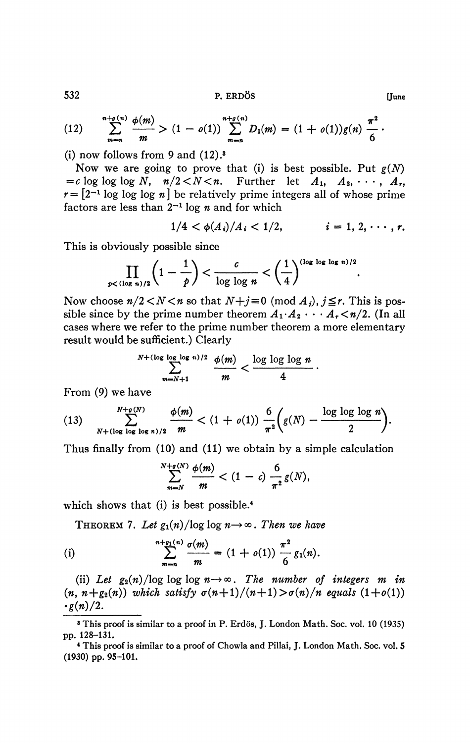$$(12) \qquad \sum_{m=n}^{n+g(n)} \frac{\phi(m)}{m} > (1 - o(1)) \sum_{m=n}^{n+g(n)} D_1(m) = (1 + o(1))g(n) \frac{\pi^2}{6} \cdot$$

(i) now follows from 9 and (12).[3]

Now we are going to prove that (i) is best possible. Put $g(N) = c \log\log\log N$, $n/2 < N < n$. Further let $A_1, A_2, \cdots, A_r$, $r = [2^{-1} \log\log\log n]$ be relatively prime integers all of whose prime factors are less than $2^{-1} \log n$ and for which

$$1/4 < \phi(A_i)/A_i < 1/2, \qquad i = 1, 2, \cdots, r.$$

This is obviously possible since

$$\prod_{p < (\log n)/2} \left(1 - \frac{1}{p}\right) < \frac{c}{\log\log n} < \left(\frac{1}{4}\right)^{(\log\log\log n)/2}.$$

Now choose $n/2 < N < n$ so that $N + j \equiv 0 \pmod{A_j}$, $j \leq r$. This is possible since by the prime number theorem $A_1 \cdot A_2 \cdots A_r < n/2$. (In all cases where we refer to the prime number theorem a more elementary result would be sufficient.) Clearly

$$\sum_{m=N+1}^{N+(\log\log\log n)/2} \frac{\phi(m)}{m} < \frac{\log\log\log n}{4}.$$

From (9) we have

$$(13) \qquad \sum_{N+(\log\log\log n)/2}^{N+g(N)} \frac{\phi(m)}{m} < (1 + o(1)) \frac{6}{\pi^2} \left( g(N) - \frac{\log\log\log n}{2} \right).$$

Thus finally from (10) and (11) we obtain by a simple calculation

$$\sum_{m=N}^{N+g(N)} \frac{\phi(m)}{m} < (1 - c) \frac{6}{\pi^2} g(N),$$

which shows that (i) is best possible.[4]

THEOREM 7. *Let $g_1(n)/\log\log n \to \infty$. Then we have*

$$\text{(i)} \qquad \sum_{m=n}^{n+g_1(n)} \frac{\sigma(m)}{m} = (1 + o(1)) \frac{\pi^2}{6} g_1(n).$$

(ii) *Let $g_2(n)/\log\log\log n \to \infty$. The number of integers $m$ in $(n, n + g_2(n))$ which satisfy $\sigma(n+1)/(n+1) > \sigma(n)/n$ equals $(1 + o(1)) \cdot g(n)/2$.*

---

[3] This proof is similar to a proof in P. Erdös, J. London Math. Soc. vol. 10 (1935) pp. 128–131.

[4] This proof is similar to a proof of Chowla and Pillai, J. London Math. Soc. vol. 5 (1930) pp. 95–101.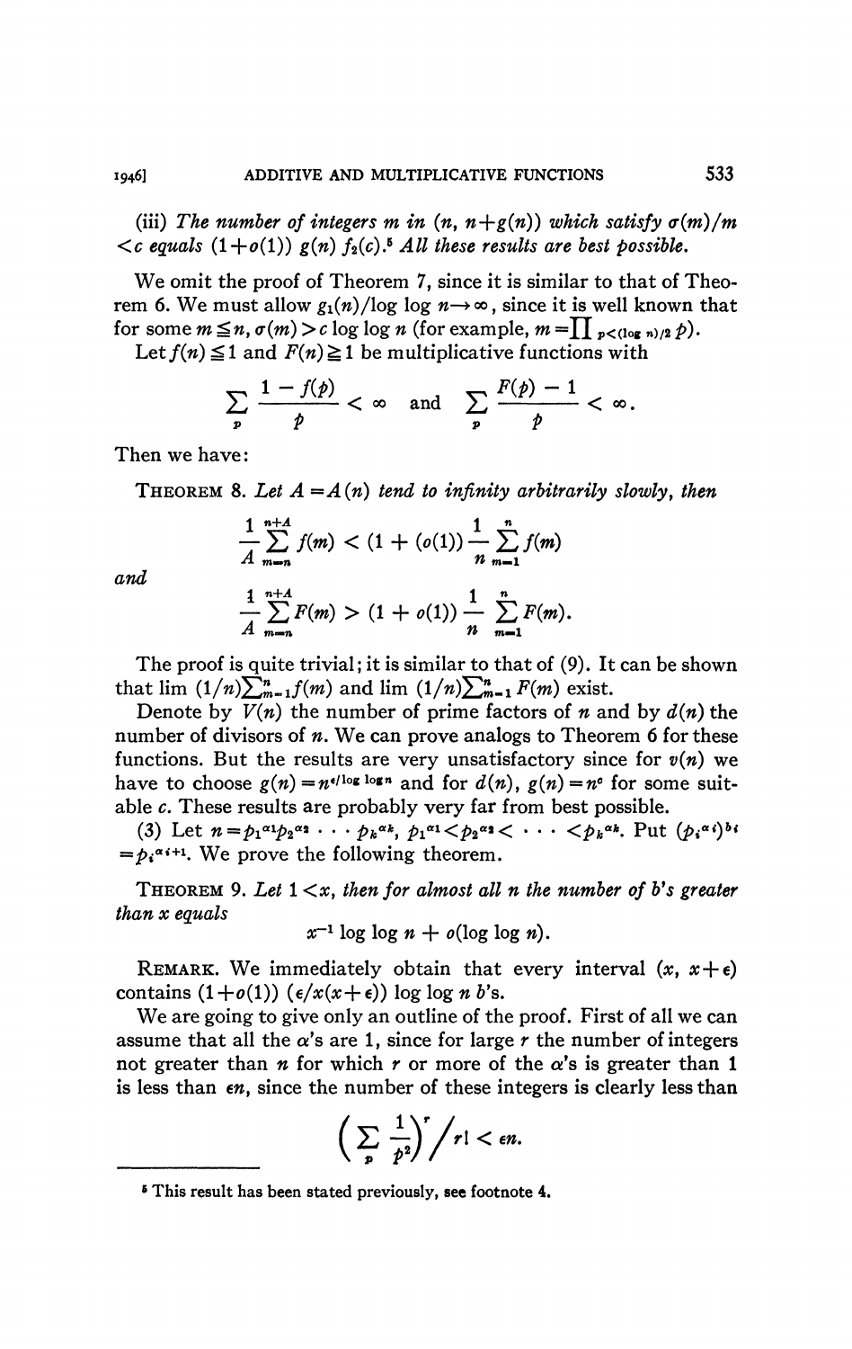(iii) *The number of integers $m$ in $(n, n+g(n))$ which satisfy $\sigma(m)/m < c$ equals $(1+o(1))\ g(n)\ f_2(c)$.*[5] *All these results are best possible.*

We omit the proof of Theorem 7, since it is similar to that of Theorem 6. We must allow $g_1(n)/\log \log n \to \infty$, since it is well known that for some $m \leqq n$, $\sigma(m) > c \log \log n$ (for example, $m = \prod_{p < (\log n)/2} p$).

Let $f(n) \leqq 1$ and $F(n) \geqq 1$ be multiplicative functions with

$$\sum_p \frac{1 - f(p)}{p} < \infty \quad \text{and} \quad \sum_p \frac{F(p) - 1}{p} < \infty.$$

Then we have:

THEOREM 8. *Let $A = A(n)$ tend to infinity arbitrarily slowly, then*

$$\frac{1}{A} \sum_{m=n}^{n+A} f(m) < (1 + (o(1)) \frac{1}{n} \sum_{m=1}^{n} f(m)$$

*and*

$$\frac{1}{A} \sum_{m=n}^{n+A} F(m) > (1 + o(1)) \frac{1}{n} \sum_{m=1}^{n} F(m).$$

The proof is quite trivial; it is similar to that of (9). It can be shown that $\lim (1/n)\sum_{m=1}^{n} f(m)$ and $\lim (1/n)\sum_{m=1}^{n} F(m)$ exist.

Denote by $V(n)$ the number of prime factors of $n$ and by $d(n)$ the number of divisors of $n$. We can prove analogs to Theorem 6 for these functions. But the results are very unsatisfactory since for $v(n)$ we have to choose $g(n) = n^{\epsilon/\log \log n}$ and for $d(n)$, $g(n) = n^c$ for some suitable $c$. These results are probably very far from best possible.

(3) Let $n = p_1^{\alpha_1} p_2^{\alpha_2} \cdots p_k^{\alpha_k}$, $p_1^{\alpha_1} < p_2^{\alpha_2} < \cdots < p_k^{\alpha_k}$. Put $(p_i^{\alpha_i})^{b_i} = p_i^{\alpha_{i+1}}$. We prove the following theorem.

THEOREM 9. *Let $1 < x$, then for almost all $n$ the number of $b$'s greater than $x$ equals*

$$x^{-1} \log \log n + o(\log \log n).$$

REMARK. We immediately obtain that every interval $(x, x+\epsilon)$ contains $(1+o(1))\ (\epsilon/x(x+\epsilon)) \log \log n$ $b$'s.

We are going to give only an outline of the proof. First of all we can assume that all the $\alpha$'s are 1, since for large $r$ the number of integers not greater than $n$ for which $r$ or more of the $\alpha$'s is greater than 1 is less than $\epsilon n$, since the number of these integers is clearly less than

$$\left( \sum_p \frac{1}{p^2} \right)^r \Big/ r! < \epsilon n.$$

---

[5] This result has been stated previously, see footnote 4.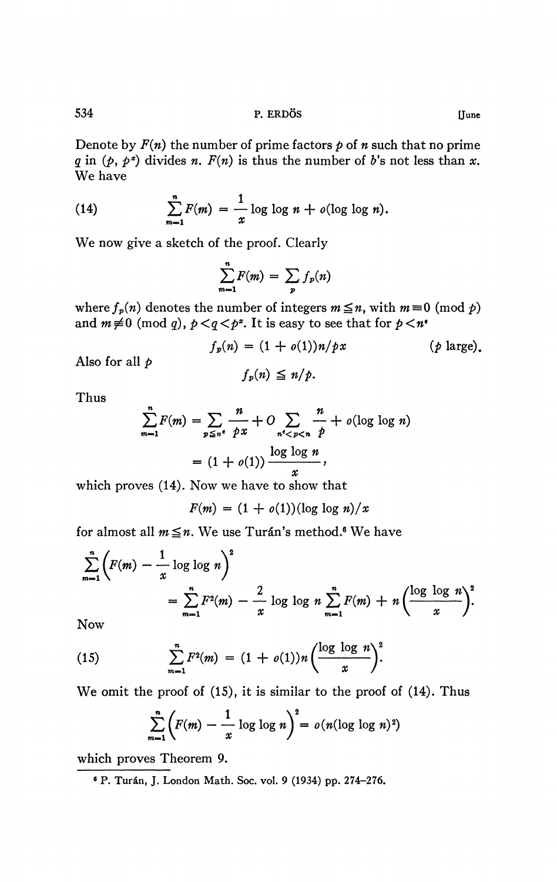Denote by $F(n)$ the number of prime factors $p$ of $n$ such that no prime $q$ in $(p, p^x)$ divides $n$. $F(n)$ is thus the number of $b$'s not less than $x$. We have

$$\sum_{m=1}^{n} F(m) = \frac{1}{x} \log \log n + o(\log \log n). \tag{14}$$

We now give a sketch of the proof. Clearly

$$\sum_{m=1}^{n} F(m) = \sum_{p} f_p(n)$$

where $f_p(n)$ denotes the number of integers $m \leqq n$, with $m \equiv 0 \pmod{p}$ and $m \not\equiv 0 \pmod{q}$, $p < q < p^x$. It is easy to see that for $p < n^\epsilon$

$$f_p(n) = (1 + o(1))n/px \qquad (p \text{ large}).$$

Also for all $p$

$$f_p(n) \leqq n/p.$$

Thus

$$\sum_{m=1}^{n} F(m) = \sum_{p \leqq n^\epsilon} \frac{n}{px} + O \sum_{n^\epsilon < p < n} \frac{n}{p} + o(\log \log n)$$
$$= (1 + o(1)) \frac{\log \log n}{x},$$

which proves (14). Now we have to show that

$$F(m) = (1 + o(1))(\log \log n)/x$$

for almost all $m \leqq n$. We use Turán's method.[6] We have

$$\sum_{m=1}^{n} \left( F(m) - \frac{1}{x} \log \log n \right)^2$$
$$= \sum_{m=1}^{n} F^2(m) - \frac{2}{x} \log \log n \sum_{m=1}^{n} F(m) + n \left( \frac{\log \log n}{x} \right)^2.$$

Now

$$\sum_{m=1}^{n} F^2(m) = (1 + o(1))n \left( \frac{\log \log n}{x} \right)^2. \tag{15}$$

We omit the proof of (15), it is similar to the proof of (14). Thus

$$\sum_{m=1}^{n} \left( F(m) - \frac{1}{x} \log \log n \right)^2 = o(n(\log \log n)^2)$$

which proves Theorem 9.

---

[6] P. Turán, J. London Math. Soc. vol. 9 (1934) pp. 274–276.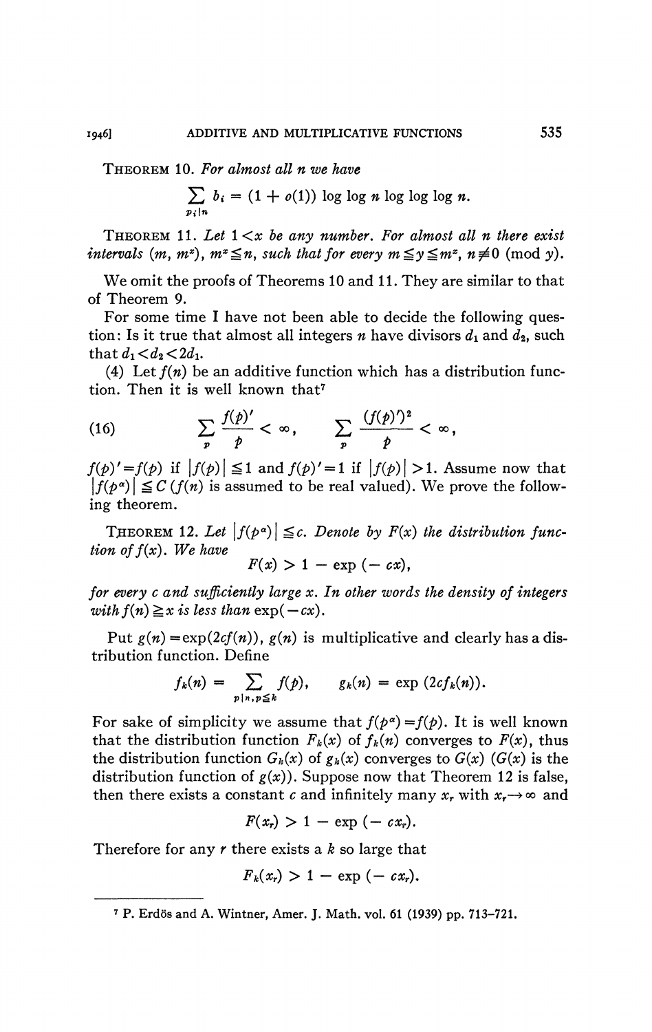THEOREM 10. *For almost all $n$ we have*

$$\sum_{p_i | n} b_i = (1 + o(1)) \log \log n \log \log \log n.$$

THEOREM 11. *Let $1 < x$ be any number. For almost all $n$ there exist intervals $(m, m^x)$, $m^x \leqq n$, such that for every $m \leqq y \leqq m^x$, $n \not\equiv 0 \pmod{y}$.*

We omit the proofs of Theorems 10 and 11. They are similar to that of Theorem 9.

For some time I have not been able to decide the following question: Is it true that almost all integers $n$ have divisors $d_1$ and $d_2$, such that $d_1 < d_2 < 2d_1$.

(4) Let $f(n)$ be an additive function which has a distribution function. Then it is well known that[7]

$$\sum_p \frac{f(p)'}{p} < \infty, \qquad \sum_p \frac{(f(p)')^2}{p} < \infty, \tag{16}$$

$f(p)' = f(p)$ if $|f(p)| \leqq 1$ and $f(p)' = 1$ if $|f(p)| > 1$. Assume now that $|f(p^\alpha)| \leqq C$ ($f(n)$ is assumed to be real valued). We prove the following theorem.

THEOREM 12. *Let $|f(p^\alpha)| \leqq c$. Denote by $F(x)$ the distribution function of $f(x)$. We have*

$$F(x) > 1 - \exp(-cx),$$

*for every $c$ and sufficiently large $x$. In other words the density of integers with $f(n) \geqq x$ is less than $\exp(-cx)$.*

Put $g(n) = \exp(2cf(n))$, $g(n)$ is multiplicative and clearly has a distribution function. Define

$$f_k(n) = \sum_{p | n, p \leqq k} f(p), \qquad g_k(n) = \exp(2cf_k(n)).$$

For sake of simplicity we assume that $f(p^\alpha) = f(p)$. It is well known that the distribution function $F_k(x)$ of $f_k(n)$ converges to $F(x)$, thus the distribution function $G_k(x)$ of $g_k(x)$ converges to $G(x)$ ($G(x)$ is the distribution function of $g(x)$). Suppose now that Theorem 12 is false, then there exists a constant $c$ and infinitely many $x_r$ with $x_r \to \infty$ and

$$F(x_r) > 1 - \exp(-cx_r).$$

Therefore for any $r$ there exists a $k$ so large that

$$F_k(x_r) > 1 - \exp(-cx_r).$$

[7] P. Erdös and A. Wintner, Amer. J. Math. vol. 61 (1939) pp. 713–721.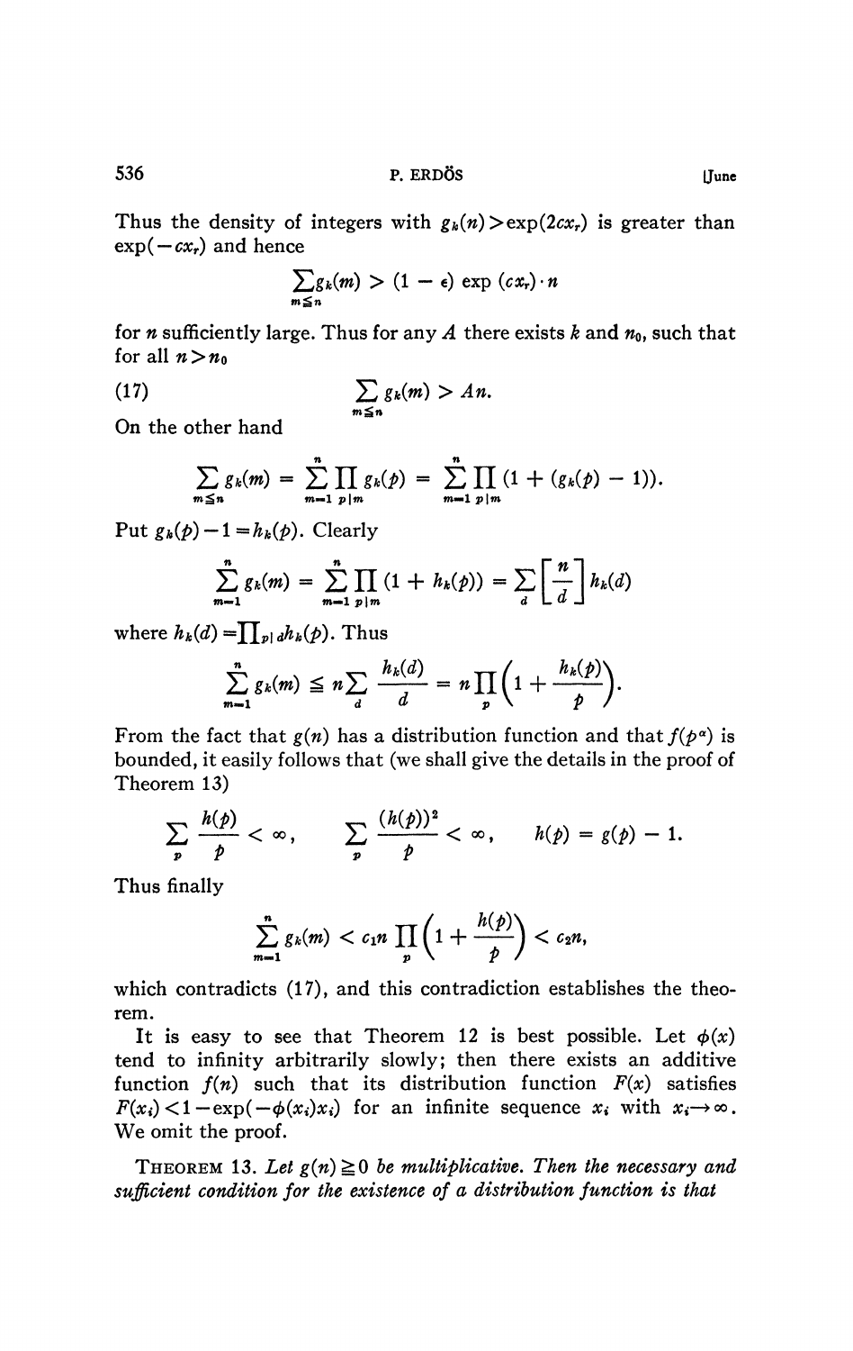Thus the density of integers with $g_k(n) > \exp(2cx_r)$ is greater than $\exp(-cx_r)$ and hence

$$\sum_{m \leq n} g_k(m) > (1 - \epsilon) \exp(cx_r) \cdot n$$

for $n$ sufficiently large. Thus for any $A$ there exists $k$ and $n_0$, such that for all $n > n_0$

$$\sum_{m \leq n} g_k(m) > An. \tag{17}$$

On the other hand

$$\sum_{m \leq n} g_k(m) = \sum_{m=1}^{n} \prod_{p \mid m} g_k(p) = \sum_{m=1}^{n} \prod_{p \mid m} (1 + (g_k(p) - 1)).$$

Put $g_k(p) - 1 = h_k(p)$. Clearly

$$\sum_{m=1}^{n} g_k(m) = \sum_{m=1}^{n} \prod_{p \mid m} (1 + h_k(p)) = \sum_{d} \left[\frac{n}{d}\right] h_k(d)$$

where $h_k(d) = \prod_{p \mid d} h_k(p)$. Thus

$$\sum_{m=1}^{n} g_k(m) \leq n \sum_{d} \frac{h_k(d)}{d} = n \prod_{p} \left(1 + \frac{h_k(p)}{p}\right).$$

From the fact that $g(n)$ has a distribution function and that $f(p^\alpha)$ is bounded, it easily follows that (we shall give the details in the proof of Theorem 13)

$$\sum_{p} \frac{h(p)}{p} < \infty, \qquad \sum_{p} \frac{(h(p))^2}{p} < \infty, \qquad h(p) = g(p) - 1.$$

Thus finally

$$\sum_{m=1}^{n} g_k(m) < c_1 n \prod_{p} \left(1 + \frac{h(p)}{p}\right) < c_2 n,$$

which contradicts (17), and this contradiction establishes the theorem.

It is easy to see that Theorem 12 is best possible. Let $\phi(x)$ tend to infinity arbitrarily slowly; then there exists an additive function $f(n)$ such that its distribution function $F(x)$ satisfies $F(x_i) < 1 - \exp(-\phi(x_i)x_i)$ for an infinite sequence $x_i$ with $x_i \to \infty$. We omit the proof.

THEOREM 13. *Let $g(n) \geq 0$ be multiplicative. Then the necessary and sufficient condition for the existence of a distribution function is that*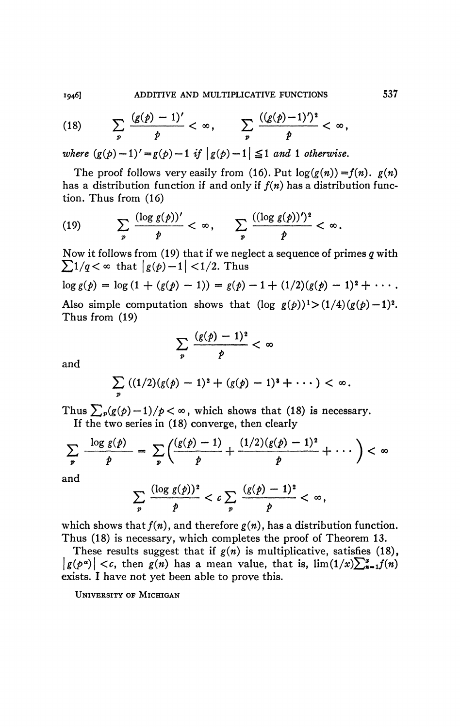$$
(18) \qquad \sum_p \frac{(g(p)-1)'}{p} < \infty, \qquad \sum_p \frac{((g(p)-1)')^2}{p} < \infty,
$$

*where* $(g(p)-1)' = g(p)-1$ *if* $|g(p)-1| \leq 1$ *and* 1 *otherwise.*

The proof follows very easily from (16). Put $\log(g(n)) = f(n)$. $g(n)$ has a distribution function if and only if $f(n)$ has a distribution function. Thus from (16)

$$
(19) \qquad \sum_p \frac{(\log g(p))'}{p} < \infty, \qquad \sum_p \frac{((\log g(p))')^2}{p} < \infty.
$$

Now it follows from (19) that if we neglect a sequence of primes $q$ with $\sum 1/q < \infty$ that $|g(p)-1| < 1/2$. Thus

$$
\log g(p) = \log(1 + (g(p)-1)) = g(p) - 1 + (1/2)(g(p)-1)^2 + \cdots.
$$

Also simple computation shows that $(\log g(p))^1 > (1/4)(g(p)-1)^2$. Thus from (19)

$$
\sum_p \frac{(g(p)-1)^2}{p} < \infty
$$

and

$$
\sum_p ((1/2)(g(p)-1)^2 + (g(p)-1)^3 + \cdots) < \infty.
$$

Thus $\sum_p (g(p)-1)/p < \infty$, which shows that (18) is necessary.

If the two series in (18) converge, then clearly

$$
\sum_p \frac{\log g(p)}{p} = \sum_p \left( \frac{(g(p)-1)}{p} + \frac{(1/2)(g(p)-1)^2}{p} + \cdots \right) < \infty
$$

and

$$
\sum_p \frac{(\log g(p))^2}{p} < c \sum_p \frac{(g(p)-1)^2}{p} < \infty,
$$

which shows that $f(n)$, and therefore $g(n)$, has a distribution function. Thus (18) is necessary, which completes the proof of Theorem 13.

These results suggest that if $g(n)$ is multiplicative, satisfies (18), $|g(p^\alpha)| < c$, then $g(n)$ has a mean value, that is, $\lim (1/x)\sum_{n=1}^{x} f(n)$ exists. I have not yet been able to prove this.

University of Michigan